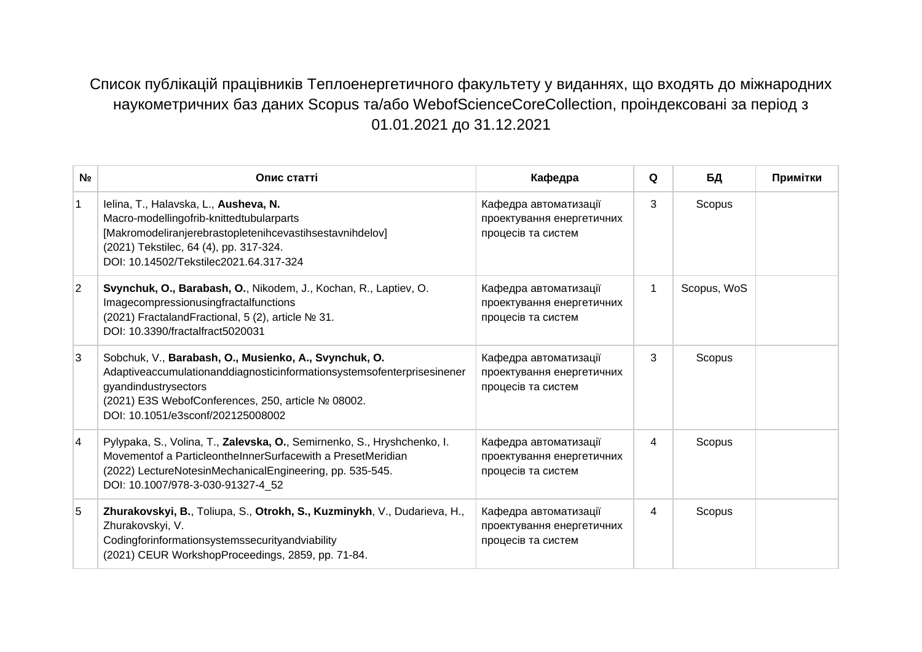Список публікацій працівників Теплоенергетичного факультету у виданнях, що входять до міжнародних наукометричних баз даних Scopus та/або WebofScienceCoreCollection, проіндексовані за період з 01.01.2021 до 31.12.2021

| № | Опис статті | Кафедра | Q | БД | Примітки |
|---|---|---|---|---|---|
| 1 | Ielina, T., Halavska, L., **Ausheva, N.**<br>Macro-modellingofrib-knittedtubularparts<br>[Makromodeliranjerebrastopletenihcevastihsestavnihdelov]<br>(2021) Tekstilec, 64 (4), pp. 317-324.<br>DOI: 10.14502/Tekstilec2021.64.317-324 | Кафедра автоматизації проектування енергетичних процесів та систем | 3 | Scopus | |
| 2 | **Svynchuk, O., Barabash, O.**, Nikodem, J., Kochan, R., Laptiev, O.<br>Imagecompressionusingfractalfunctions<br>(2021) FractalandFractional, 5 (2), article № 31.<br>DOI: 10.3390/fractalfract5020031 | Кафедра автоматизації проектування енергетичних процесів та систем | 1 | Scopus, WoS | |
| 3 | Sobchuk, V., **Barabash, O., Musienko, A., Svynchuk, O.**<br>Adaptiveaccumulationanddiagnosticinformationsystemsofenterprisesinenergyandindustrysectors<br>(2021) E3S WebofConferences, 250, article № 08002.<br>DOI: 10.1051/e3sconf/202125008002 | Кафедра автоматизації проектування енергетичних процесів та систем | 3 | Scopus | |
| 4 | Pylypaka, S., Volina, T., **Zalevska, O.**, Semirnenko, S., Hryshchenko, I.<br>Movementof a ParticleontheInnerSurfacewith a PresetMeridian<br>(2022) LectureNotesinMechanicalEngineering, pp. 535-545.<br>DOI: 10.1007/978-3-030-91327-4_52 | Кафедра автоматизації проектування енергетичних процесів та систем | 4 | Scopus | |
| 5 | **Zhurakovskyi, B.**, Toliupa, S., **Otrokh, S., Kuzminykh**, V., Dudarieva, H., Zhurakovskyi, V.<br>Codingforinformationsystemssecurityandviability<br>(2021) CEUR WorkshopProceedings, 2859, pp. 71-84. | Кафедра автоматизації проектування енергетичних процесів та систем | 4 | Scopus | |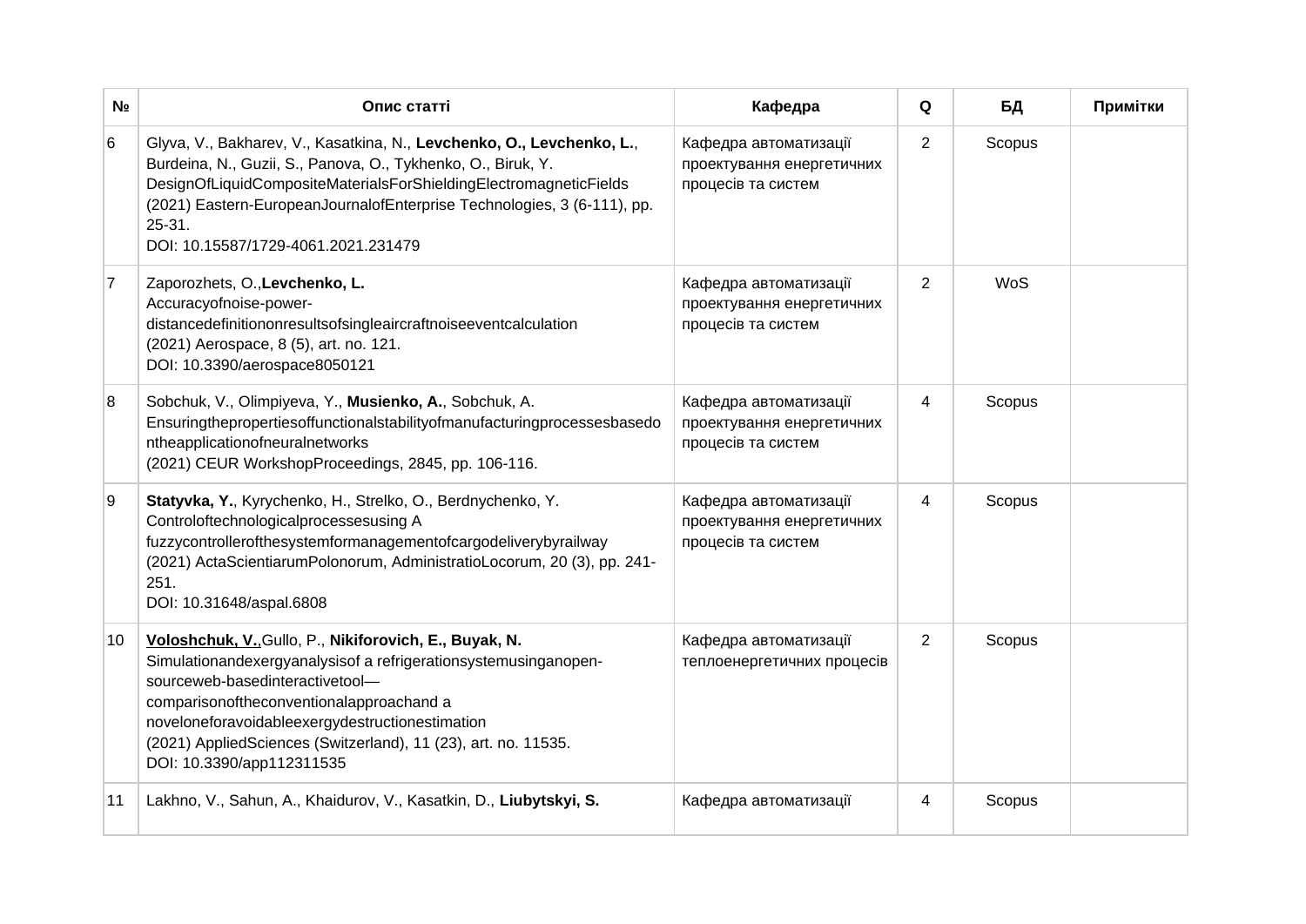| № | Опис статті | Кафедра | Q | БД | Примітки |
|---|---|---|---|---|---|
| 6 | Glyva, V., Bakharev, V., Kasatkina, N., **Levchenko, O., Levchenko, L.**, Burdeina, N., Guzii, S., Panova, O., Tykhenko, O., Biruk, Y. DesignOfLiquidCompositeMaterialsForShieldingElectromagneticFields (2021) Eastern-EuropeanJournalofEnterprise Technologies, 3 (6-111), pp. 25-31.<br>DOI: 10.15587/1729-4061.2021.231479 | Кафедра автоматизації проектування енергетичних процесів та систем | 2 | Scopus | |
| 7 | Zaporozhets, O.,**Levchenko, L.**<br>Accuracyofnoise-power-distancedefinitiononresultsofsingleaircraftnoiseeventcalculation<br>(2021) Aerospace, 8 (5), art. no. 121.<br>DOI: 10.3390/aerospace8050121 | Кафедра автоматизації проектування енергетичних процесів та систем | 2 | WoS | |
| 8 | Sobchuk, V., Olimpiyeva, Y., **Musienko, A.**, Sobchuk, A.<br>Ensuringthepropertiesoffunctionalstabilityofmanufacturingprocessesbasedontheapplicationofneuralnetworks<br>(2021) CEUR WorkshopProceedings, 2845, pp. 106-116. | Кафедра автоматизації проектування енергетичних процесів та систем | 4 | Scopus | |
| 9 | **Statyvka, Y.**, Kyrychenko, H., Strelko, O., Berdnychenko, Y.<br>Controloftechnologicalprocessesusing A fuzzycontrollerofthesystemformanagementofcargodeliverybyrailway<br>(2021) ActaScientiarumPolonorum, AdministratioLocorum, 20 (3), pp. 241-251.<br>DOI: 10.31648/aspal.6808 | Кафедра автоматизації проектування енергетичних процесів та систем | 4 | Scopus | |
| 10 | **<u>Voloshchuk, V.</u>**,Gullo, P., **Nikiforovich, E., Buyak, N.**<br>Simulationandexergyanalysisof a refrigerationsystemusinganopen-sourceweb-basedinteractivetool—comparisonoftheconventionalapproachand a noveloneforavoidableexergydestructionestimation<br>(2021) AppliedSciences (Switzerland), 11 (23), art. no. 11535.<br>DOI: 10.3390/app112311535 | Кафедра автоматизації теплоенергетичних процесів | 2 | Scopus | |
| 11 | Lakhno, V., Sahun, A., Khaidurov, V., Kasatkin, D., **Liubytskyi, S.** | Кафедра автоматизації | 4 | Scopus | |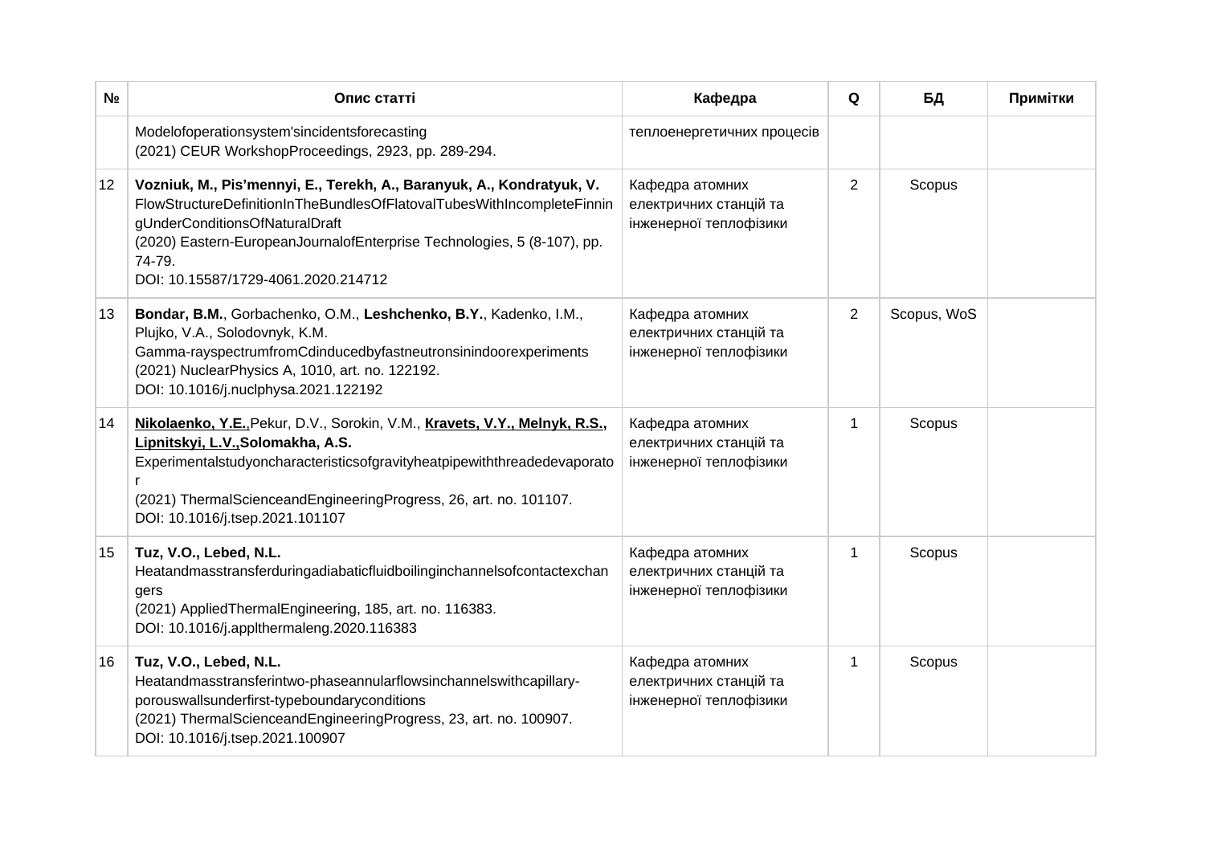| № | Опис статті | Кафедра | Q | БД | Примітки |
|---|---|---|---|---|---|
| | Modelofoperationsystem'sincidentsforecasting<br>(2021) CEUR WorkshopProceedings, 2923, pp. 289-294. | теплоенергетичних процесів | | | |
| 12 | **Vozniuk, M., Pis'mennyi, E., Terekh, A., Baranyuk, A., Kondratyuk, V.**<br>FlowStructureDefinitionInTheBundlesOfFlatovalTubesWithIncompleteFinningUnderConditionsOfNaturalDraft<br>(2020) Eastern-EuropeanJournalofEnterprise Technologies, 5 (8-107), pp. 74-79.<br>DOI: 10.15587/1729-4061.2020.214712 | Кафедра атомних електричних станцій та інженерної теплофізики | 2 | Scopus | |
| 13 | **Bondar, B.M.**, Gorbachenko, O.M., **Leshchenko, B.Y.**, Kadenko, I.M., Plujko, V.A., Solodovnyk, K.M.<br>Gamma-rayspectrumfromCdinducedbyfastneutronsinindoorexperiments<br>(2021) NuclearPhysics A, 1010, art. no. 122192.<br>DOI: 10.1016/j.nuclphysa.2021.122192 | Кафедра атомних електричних станцій та інженерної теплофізики | 2 | Scopus, WoS | |
| 14 | **Nikolaenko, Y.E.**,Pekur, D.V., Sorokin, V.M., **Kravets, V.Y., Melnyk, R.S., Lipnitskyi, L.V.,Solomakha, A.S.**<br>Experimentalstudyoncharacteristicsofgravityheatpipewiththreadedevaporator<br>(2021) ThermalScienceandEngineeringProgress, 26, art. no. 101107.<br>DOI: 10.1016/j.tsep.2021.101107 | Кафедра атомних електричних станцій та інженерної теплофізики | 1 | Scopus | |
| 15 | **Tuz, V.O., Lebed, N.L.**<br>Heatandmasstransferduringadiabaticfluidboilinginchannelsofcontactexchangers<br>(2021) AppliedThermalEngineering, 185, art. no. 116383.<br>DOI: 10.1016/j.applthermaleng.2020.116383 | Кафедра атомних електричних станцій та інженерної теплофізики | 1 | Scopus | |
| 16 | **Tuz, V.O., Lebed, N.L.**<br>Heatandmasstransferintwo-phaseannularflowsinchannelswithcapillary-porouswallsunderfirst-typeboundaryconditions<br>(2021) ThermalScienceandEngineeringProgress, 23, art. no. 100907.<br>DOI: 10.1016/j.tsep.2021.100907 | Кафедра атомних електричних станцій та інженерної теплофізики | 1 | Scopus | |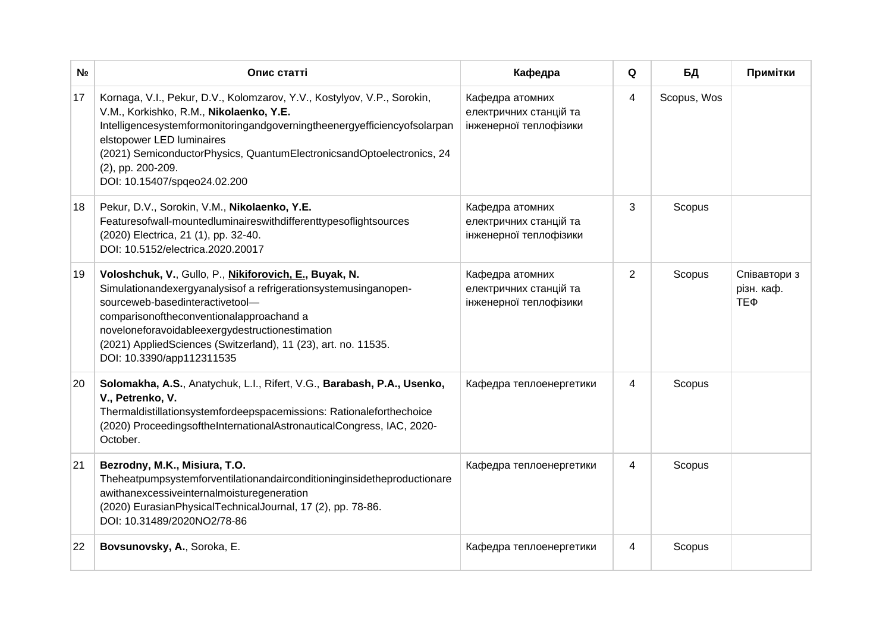| № | Опис статті | Кафедра | Q | БД | Примітки |
|---|---|---|---|---|---|
| 17 | Kornaga, V.I., Pekur, D.V., Kolomzarov, Y.V., Kostylyov, V.P., Sorokin, V.M., Korkishko, R.M., **Nikolaenko, Y.E.**<br>Intelligencesystemformonitoringandgoverningtheenergyefficiencyofsolarpanelstopower LED luminaires<br>(2021) SemiconductorPhysics, QuantumElectronicsandOptoelectronics, 24 (2), pp. 200-209.<br>DOI: 10.15407/spqeo24.02.200 | Кафедра атомних електричних станцій та інженерної теплофізики | 4 | Scopus, Wos | |
| 18 | Pekur, D.V., Sorokin, V.M., **Nikolaenko, Y.E.**<br>Featuresofwall-mountedluminaireswithdifferenttypesoflightsources<br>(2020) Electrica, 21 (1), pp. 32-40.<br>DOI: 10.5152/electrica.2020.20017 | Кафедра атомних електричних станцій та інженерної теплофізики | 3 | Scopus | |
| 19 | **Voloshchuk, V.**, Gullo, P., **<u>Nikiforovich, E.</u>, Buyak, N.**<br>Simulationandexergyanalysisof a refrigerationsystemusinganopen-sourceweb-basedinteractivetool—comparisonoftheconventionalapproachand a noveloneforavoidableexergydestructionestimation<br>(2021) AppliedSciences (Switzerland), 11 (23), art. no. 11535.<br>DOI: 10.3390/app112311535 | Кафедра атомних електричних станцій та інженерної теплофізики | 2 | Scopus | Співавтори з різн. каф. ТЕФ |
| 20 | **Solomakha, A.S.**, Anatychuk, L.I., Rifert, V.G., **Barabash, P.A., Usenko, V., Petrenko, V.**<br>Thermaldistillationsystemfordeepspacemissions: Rationaleforthechoice<br>(2020) ProceedingsoftheInternationalAstronauticalCongress, IAC, 2020-October. | Кафедра теплоенергетики | 4 | Scopus | |
| 21 | **Bezrodny, M.K., Misiura, T.O.**<br>Theheatpumpsystemforventilationandairconditioninginsidetheproductionareawithanexcessiveinternalmoisturegeneration<br>(2020) EurasianPhysicalTechnicalJournal, 17 (2), pp. 78-86.<br>DOI: 10.31489/2020NO2/78-86 | Кафедра теплоенергетики | 4 | Scopus | |
| 22 | **Bovsunovsky, A.**, Soroka, E. | Кафедра теплоенергетики | 4 | Scopus | |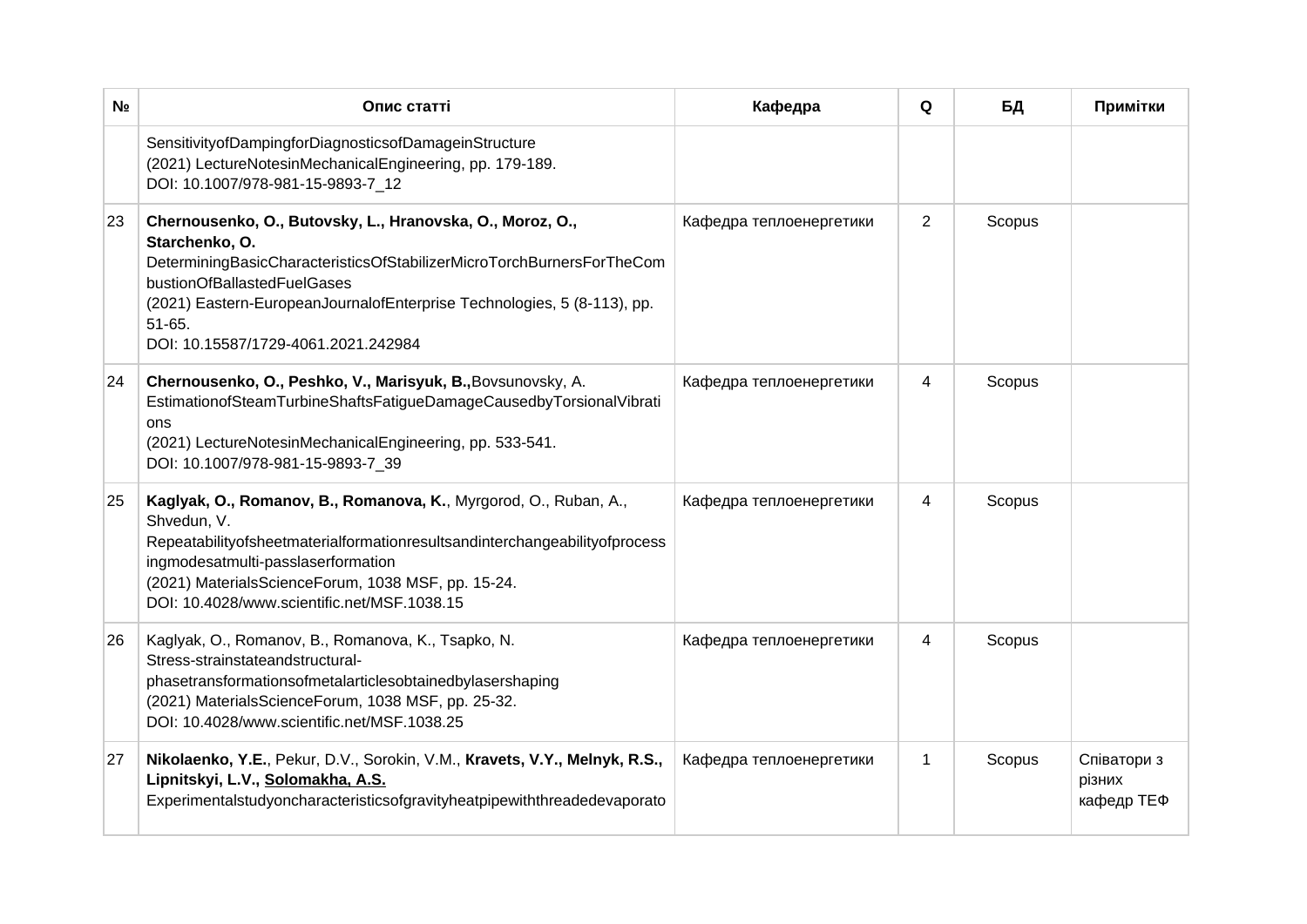| № | Опис статті | Кафедра | Q | БД | Примітки |
|---|---|---|---|---|---|
| | SensitivityofDampingforDiagnosticsofDamageinStructure<br>(2021) LectureNotesinMechanicalEngineering, pp. 179-189.<br>DOI: 10.1007/978-981-15-9893-7_12 | | | | |
| 23 | **Chernousenko, O., Butovsky, L., Hranovska, O., Moroz, O., Starchenko, O.**<br>DeterminingBasicCharacteristicsOfStabilizerMicroTorchBurnersForTheCombustionOfBallastedFuelGases<br>(2021) Eastern-EuropeanJournalofEnterprise Technologies, 5 (8-113), pp. 51-65.<br>DOI: 10.15587/1729-4061.2021.242984 | Кафедра теплоенергетики | 2 | Scopus | |
| 24 | **Chernousenko, O., Peshko, V., Marisyuk, B.,**Bovsunovsky, A.<br>EstimationofSteamTurbineShaftsFatigueDamageCausedbyTorsionalVibrations<br>(2021) LectureNotesinMechanicalEngineering, pp. 533-541.<br>DOI: 10.1007/978-981-15-9893-7_39 | Кафедра теплоенергетики | 4 | Scopus | |
| 25 | **Kaglyak, O., Romanov, B., Romanova, K.**, Myrgorod, O., Ruban, A., Shvedun, V.<br>Repeatabilityofsheetmaterialformationresultsandinterchangeabilityofprocessingmodesatmulti-passlaserformation<br>(2021) MaterialsScienceForum, 1038 MSF, pp. 15-24.<br>DOI: 10.4028/www.scientific.net/MSF.1038.15 | Кафедра теплоенергетики | 4 | Scopus | |
| 26 | Kaglyak, O., Romanov, B., Romanova, K., Tsapko, N.<br>Stress-strainstateandstructural-phasetransformationsofmetalarticlesobtainedbylasershaping<br>(2021) MaterialsScienceForum, 1038 MSF, pp. 25-32.<br>DOI: 10.4028/www.scientific.net/MSF.1038.25 | Кафедра теплоенергетики | 4 | Scopus | |
| 27 | **Nikolaenko, Y.E.**, Pekur, D.V., Sorokin, V.M., **Kravets, V.Y., Melnyk, R.S., Lipnitskyi, L.V., <u>Solomakha, A.S.</u>**<br>Experimentalstudyoncharacteristicsofgravityheatpipewiththreadedevaporato | Кафедра теплоенергетики | 1 | Scopus | Співатори з різних кафедр ТЕФ |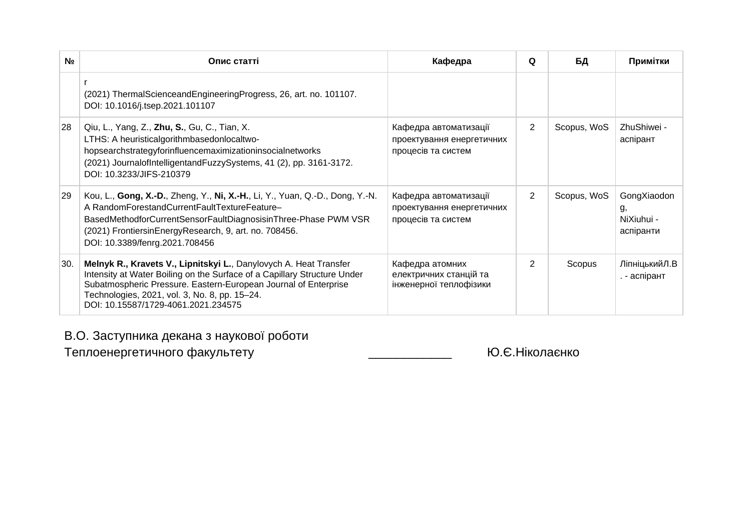| № | Опис статті | Кафедра | Q | БД | Примітки |
|---|---|---|---|---|---|
| | r<br>(2021) ThermalScienceandEngineeringProgress, 26, art. no. 101107.<br>DOI: 10.1016/j.tsep.2021.101107 | | | | |
| 28 | Qiu, L., Yang, Z., **Zhu, S.**, Gu, C., Tian, X.<br>LTHS: A heuristicalgorithmbasedonlocaltwo-hopsearchstrategyforinfluencemaximizationinsocialnetworks<br>(2021) JournalofIntelligentandFuzzySystems, 41 (2), pp. 3161-3172.<br>DOI: 10.3233/JIFS-210379 | Кафедра автоматизації проектування енергетичних процесів та систем | 2 | Scopus, WoS | ZhuShiwei - аспірант |
| 29 | Kou, L., **Gong, X.-D.**, Zheng, Y., **Ni, X.-H.**, Li, Y., Yuan, Q.-D., Dong, Y.-N.<br>A RandomForestandCurrentFaultTextureFeature–BasedMethodforCurrentSensorFaultDiagnosisinThree-Phase PWM VSR<br>(2021) FrontiersinEnergyResearch, 9, art. no. 708456.<br>DOI: 10.3389/fenrg.2021.708456 | Кафедра автоматизації проектування енергетичних процесів та систем | 2 | Scopus, WoS | GongXiaodong, NiXiuhui - аспіранти |
| 30. | **Melnyk R., Kravets V., Lipnitskyi L.**, Danylovych A. Heat Transfer Intensity at Water Boiling on the Surface of a Capillary Structure Under Subatmospheric Pressure. Eastern-European Journal of Enterprise Technologies, 2021, vol. 3, No. 8, pp. 15–24.<br>DOI: 10.15587/1729-4061.2021.234575 | Кафедра атомних електричних станцій та інженерної теплофізики | 2 | Scopus | ЛіпніцькийЛ.В. - аспірант |

В.О. Заступника декана з наукової роботи
Теплоенергетичного факультету ____________ Ю.Є.Ніколаєнко